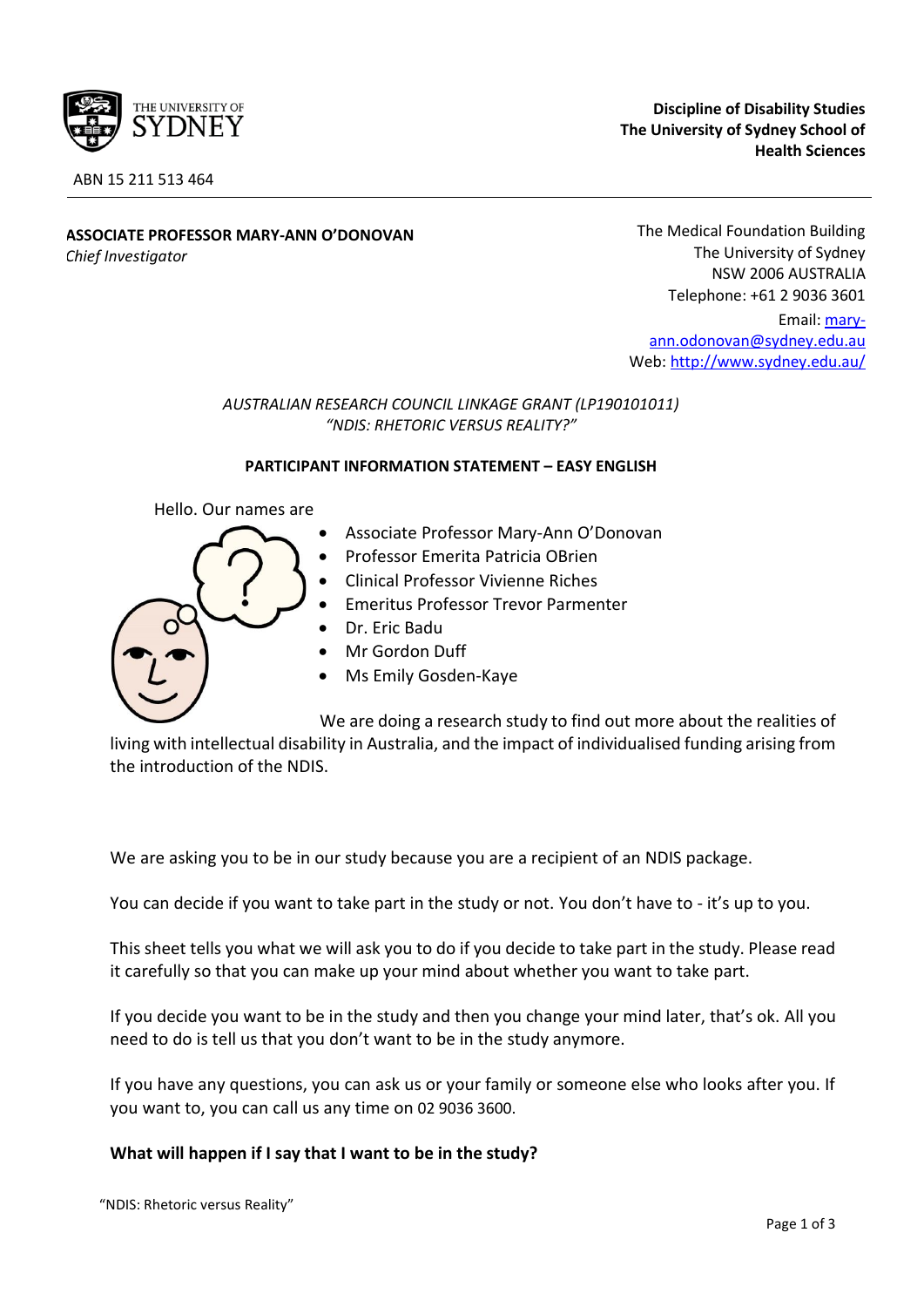THE UNIVERSITY OF SYDNEY

ABN 15 211 513 464

**Discipline of Disability Studies**
**The University of Sydney School of Health Sciences**

**ASSOCIATE PROFESSOR MARY-ANN O'DONOVAN**
*Chief Investigator*

The Medical Foundation Building
The University of Sydney
NSW 2006 AUSTRALIA
Telephone: +61 2 9036 3601
Email: mary-ann.odonovan@sydney.edu.au
Web: http://www.sydney.edu.au/

*AUSTRALIAN RESEARCH COUNCIL LINKAGE GRANT (LP190101011)*
*"NDIS: RHETORIC VERSUS REALITY?"*

**PARTICIPANT INFORMATION STATEMENT – EASY ENGLISH**

Hello. Our names are

- Associate Professor Mary-Ann O'Donovan
- Professor Emerita Patricia OBrien
- Clinical Professor Vivienne Riches
- Emeritus Professor Trevor Parmenter
- Dr. Eric Badu
- Mr Gordon Duff
- Ms Emily Gosden-Kaye

We are doing a research study to find out more about the realities of living with intellectual disability in Australia, and the impact of individualised funding arising from the introduction of the NDIS.

We are asking you to be in our study because you are a recipient of an NDIS package.

You can decide if you want to take part in the study or not. You don't have to - it's up to you.

This sheet tells you what we will ask you to do if you decide to take part in the study. Please read it carefully so that you can make up your mind about whether you want to take part.

If you decide you want to be in the study and then you change your mind later, that's ok. All you need to do is tell us that you don't want to be in the study anymore.

If you have any questions, you can ask us or your family or someone else who looks after you. If you want to, you can call us any time on 02 9036 3600.

**What will happen if I say that I want to be in the study?**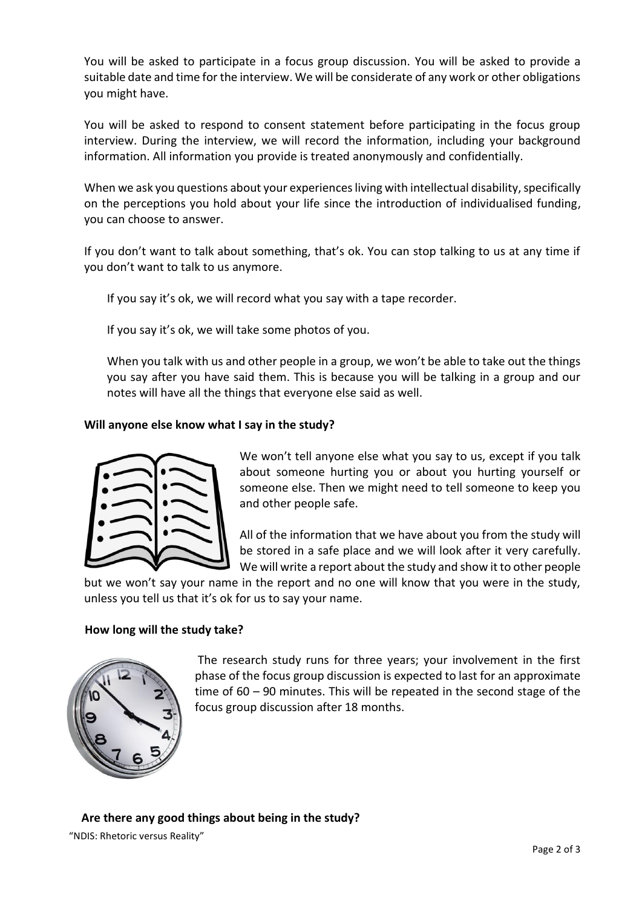You will be asked to participate in a focus group discussion. You will be asked to provide a suitable date and time for the interview. We will be considerate of any work or other obligations you might have.

You will be asked to respond to consent statement before participating in the focus group interview. During the interview, we will record the information, including your background information. All information you provide is treated anonymously and confidentially.

When we ask you questions about your experiences living with intellectual disability, specifically on the perceptions you hold about your life since the introduction of individualised funding, you can choose to answer.

If you don't want to talk about something, that's ok. You can stop talking to us at any time if you don't want to talk to us anymore.

If you say it's ok, we will record what you say with a tape recorder.

If you say it's ok, we will take some photos of you.

When you talk with us and other people in a group, we won't be able to take out the things you say after you have said them. This is because you will be talking in a group and our notes will have all the things that everyone else said as well.

**Will anyone else know what I say in the study?**

We won't tell anyone else what you say to us, except if you talk about someone hurting you or about you hurting yourself or someone else. Then we might need to tell someone to keep you and other people safe.

All of the information that we have about you from the study will be stored in a safe place and we will look after it very carefully. We will write a report about the study and show it to other people but we won't say your name in the report and no one will know that you were in the study, unless you tell us that it's ok for us to say your name.

**How long will the study take?**

The research study runs for three years; your involvement in the first phase of the focus group discussion is expected to last for an approximate time of 60 – 90 minutes. This will be repeated in the second stage of the focus group discussion after 18 months.

**Are there any good things about being in the study?**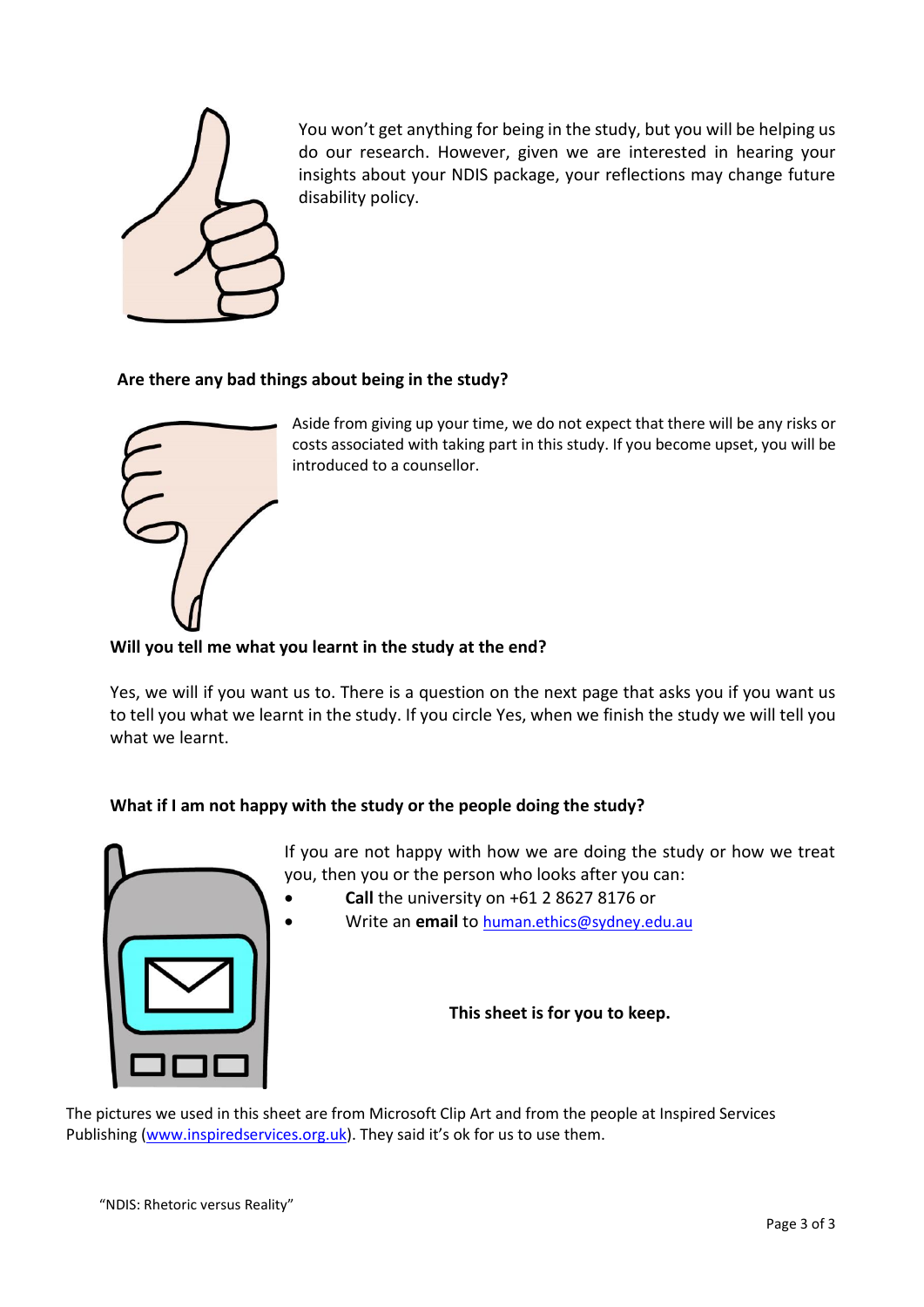You won't get anything for being in the study, but you will be helping us do our research. However, given we are interested in hearing your insights about your NDIS package, your reflections may change future disability policy.

**Are there any bad things about being in the study?**

Aside from giving up your time, we do not expect that there will be any risks or costs associated with taking part in this study. If you become upset, you will be introduced to a counsellor.

**Will you tell me what you learnt in the study at the end?**

Yes, we will if you want us to. There is a question on the next page that asks you if you want us to tell you what we learnt in the study. If you circle Yes, when we finish the study we will tell you what we learnt.

**What if I am not happy with the study or the people doing the study?**

If you are not happy with how we are doing the study or how we treat you, then you or the person who looks after you can:

- **Call** the university on +61 2 8627 8176 or
- Write an **email** to [human.ethics@sydney.edu.au](mailto:human.ethics@sydney.edu.au)

**This sheet is for you to keep.**

The pictures we used in this sheet are from Microsoft Clip Art and from the people at Inspired Services Publishing ([www.inspiredservices.org.uk](http://www.inspiredservices.org.uk)). They said it's ok for us to use them.